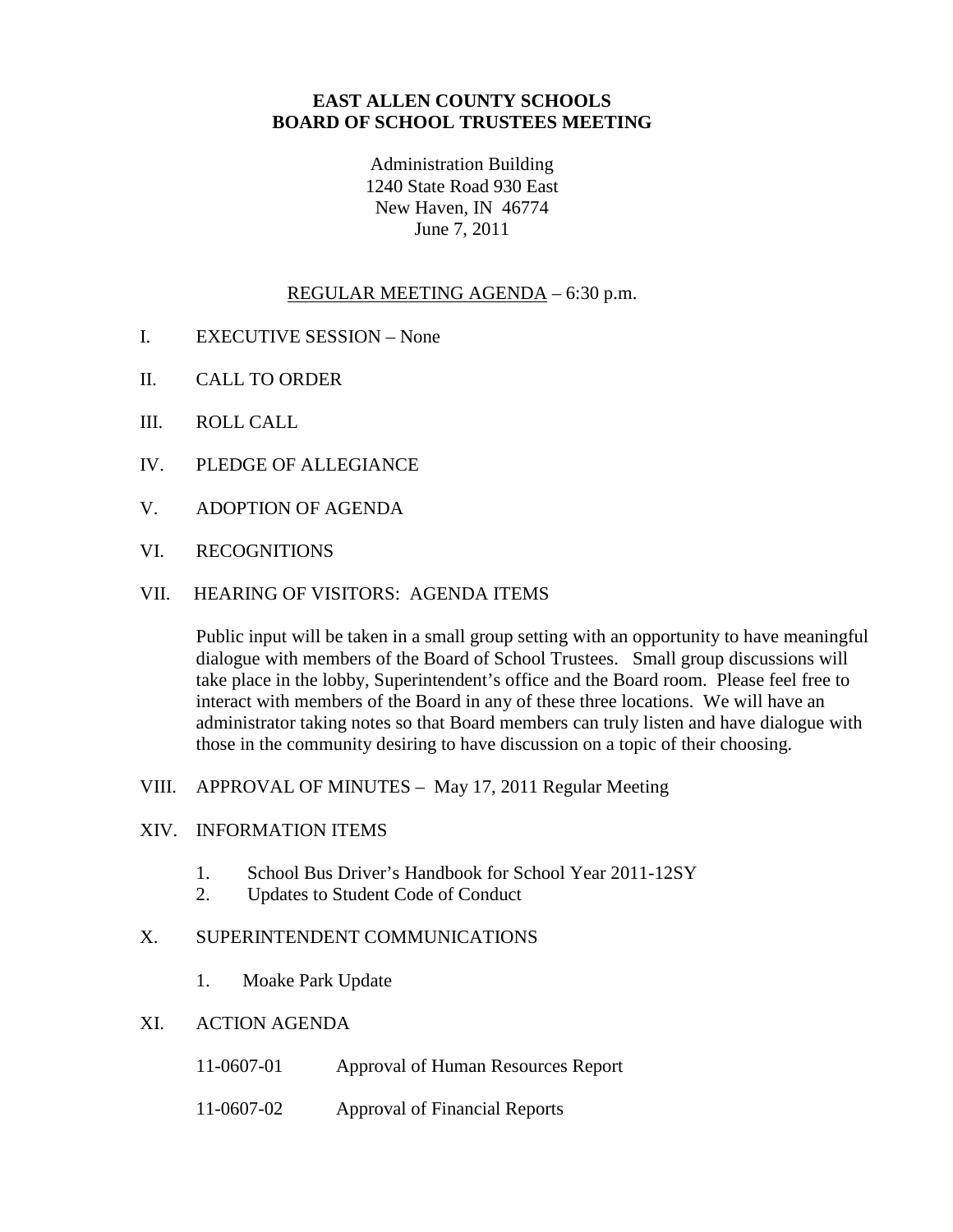# EAST ALLEN COUNTY SCHOOLS
# BOARD OF SCHOOL TRUSTEES MEETING

Administration Building
1240 State Road 930 East
New Haven, IN 46774
June 7, 2011

REGULAR MEETING AGENDA – 6:30 p.m.

I. EXECUTIVE SESSION – None

II. CALL TO ORDER

III. ROLL CALL

IV. PLEDGE OF ALLEGIANCE

V. ADOPTION OF AGENDA

VI. RECOGNITIONS

VII. HEARING OF VISITORS: AGENDA ITEMS

Public input will be taken in a small group setting with an opportunity to have meaningful dialogue with members of the Board of School Trustees. Small group discussions will take place in the lobby, Superintendent's office and the Board room. Please feel free to interact with members of the Board in any of these three locations. We will have an administrator taking notes so that Board members can truly listen and have dialogue with those in the community desiring to have discussion on a topic of their choosing.

VIII. APPROVAL OF MINUTES – May 17, 2011 Regular Meeting

XIV. INFORMATION ITEMS

1. School Bus Driver's Handbook for School Year 2011-12SY
2. Updates to Student Code of Conduct

X. SUPERINTENDENT COMMUNICATIONS

1. Moake Park Update

XI. ACTION AGENDA

11-0607-01 Approval of Human Resources Report

11-0607-02 Approval of Financial Reports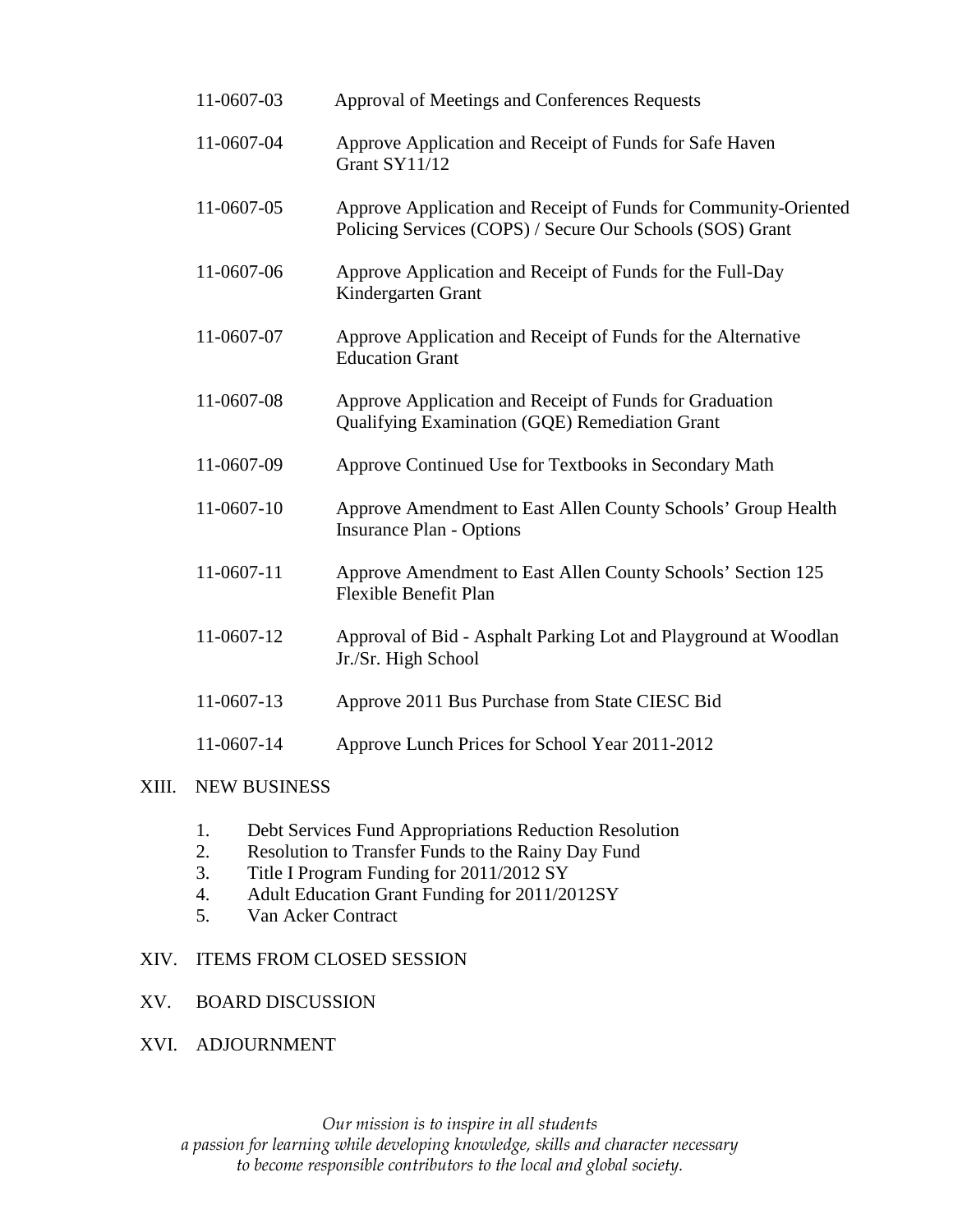11-0607-03 Approval of Meetings and Conferences Requests

11-0607-04 Approve Application and Receipt of Funds for Safe Haven Grant SY11/12

11-0607-05 Approve Application and Receipt of Funds for Community-Oriented Policing Services (COPS) / Secure Our Schools (SOS) Grant

11-0607-06 Approve Application and Receipt of Funds for the Full-Day Kindergarten Grant

11-0607-07 Approve Application and Receipt of Funds for the Alternative Education Grant

11-0607-08 Approve Application and Receipt of Funds for Graduation Qualifying Examination (GQE) Remediation Grant

11-0607-09 Approve Continued Use for Textbooks in Secondary Math

11-0607-10 Approve Amendment to East Allen County Schools' Group Health Insurance Plan - Options

11-0607-11 Approve Amendment to East Allen County Schools' Section 125 Flexible Benefit Plan

11-0607-12 Approval of Bid - Asphalt Parking Lot and Playground at Woodlan Jr./Sr. High School

11-0607-13 Approve 2011 Bus Purchase from State CIESC Bid

11-0607-14 Approve Lunch Prices for School Year 2011-2012

## XIII. NEW BUSINESS

1. Debt Services Fund Appropriations Reduction Resolution
2. Resolution to Transfer Funds to the Rainy Day Fund
3. Title I Program Funding for 2011/2012 SY
4. Adult Education Grant Funding for 2011/2012SY
5. Van Acker Contract

## XIV. ITEMS FROM CLOSED SESSION

## XV. BOARD DISCUSSION

## XVI. ADJOURNMENT

*Our mission is to inspire in all students a passion for learning while developing knowledge, skills and character necessary to become responsible contributors to the local and global society.*